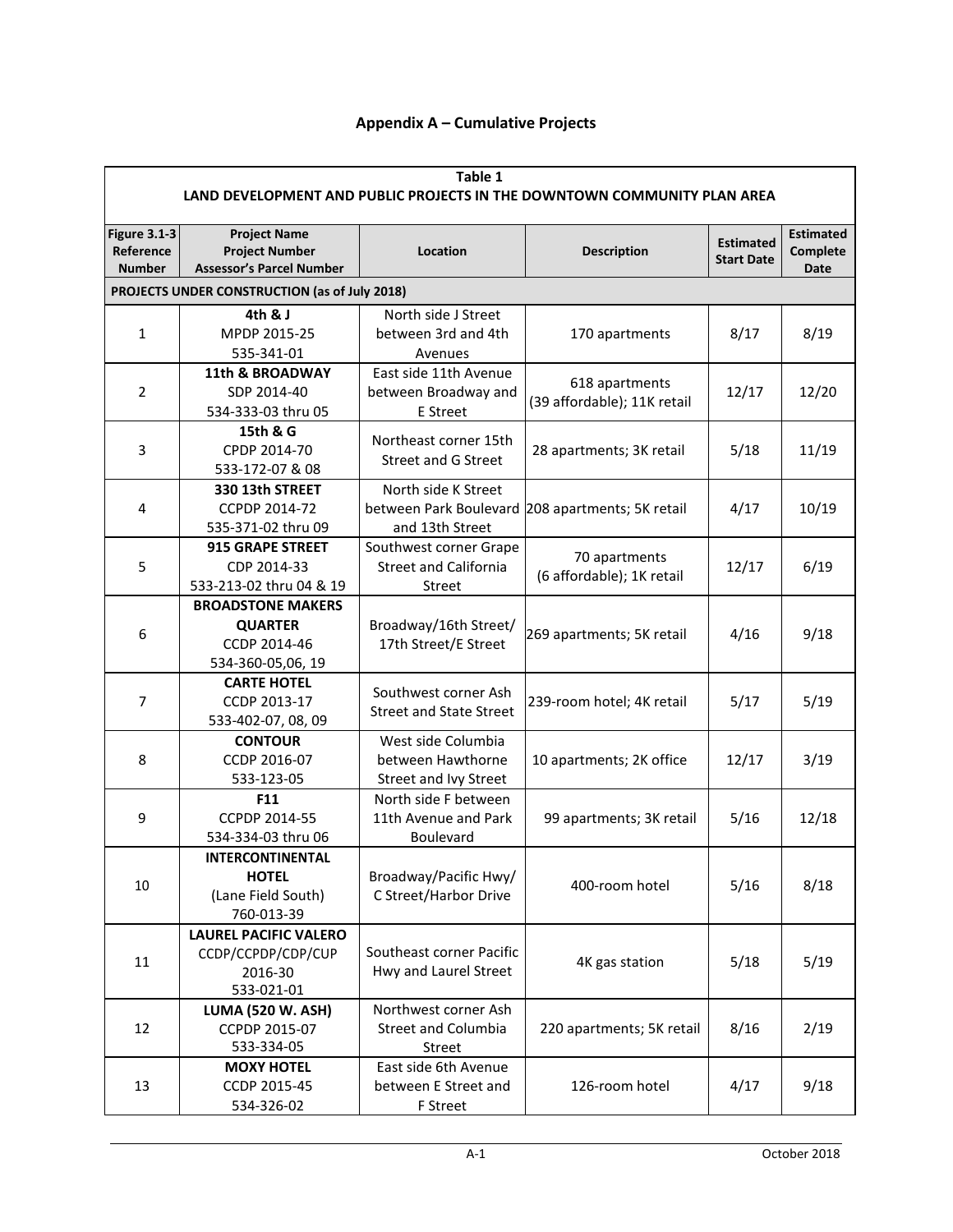# Appendix A – Cumulative Projects

| Table 1<br>LAND DEVELOPMENT AND PUBLIC PROJECTS IN THE DOWNTOWN COMMUNITY PLAN AREA | | | | | |
|---|---|---|---|---|---|
| **Figure 3.1-3 Reference Number** | **Project Name<br>Project Number<br>Assessor's Parcel Number** | **Location** | **Description** | **Estimated Start Date** | **Estimated Complete Date** |
| **PROJECTS UNDER CONSTRUCTION (as of July 2018)** | | | | | |
| 1 | **4th & J**<br>MPDP 2015-25<br>535-341-01 | North side J Street between 3rd and 4th Avenues | 170 apartments | 8/17 | 8/19 |
| 2 | **11th & BROADWAY**<br>SDP 2014-40<br>534-333-03 thru 05 | East side 11th Avenue between Broadway and E Street | 618 apartments (39 affordable); 11K retail | 12/17 | 12/20 |
| 3 | **15th & G**<br>CPDP 2014-70<br>533-172-07 & 08 | Northeast corner 15th Street and G Street | 28 apartments; 3K retail | 5/18 | 11/19 |
| 4 | **330 13th STREET**<br>CCPDP 2014-72<br>535-371-02 thru 09 | North side K Street between Park Boulevard and 13th Street | 208 apartments; 5K retail | 4/17 | 10/19 |
| 5 | **915 GRAPE STREET**<br>CDP 2014-33<br>533-213-02 thru 04 & 19 | Southwest corner Grape Street and California Street | 70 apartments (6 affordable); 1K retail | 12/17 | 6/19 |
| 6 | **BROADSTONE MAKERS QUARTER**<br>CCDP 2014-46<br>534-360-05,06, 19 | Broadway/16th Street/ 17th Street/E Street | 269 apartments; 5K retail | 4/16 | 9/18 |
| 7 | **CARTE HOTEL**<br>CCDP 2013-17<br>533-402-07, 08, 09 | Southwest corner Ash Street and State Street | 239-room hotel; 4K retail | 5/17 | 5/19 |
| 8 | **CONTOUR**<br>CCDP 2016-07<br>533-123-05 | West side Columbia between Hawthorne Street and Ivy Street | 10 apartments; 2K office | 12/17 | 3/19 |
| 9 | **F11**<br>CCPDP 2014-55<br>534-334-03 thru 06 | North side F between 11th Avenue and Park Boulevard | 99 apartments; 3K retail | 5/16 | 12/18 |
| 10 | **INTERCONTINENTAL HOTEL**<br>(Lane Field South)<br>760-013-39 | Broadway/Pacific Hwy/ C Street/Harbor Drive | 400-room hotel | 5/16 | 8/18 |
| 11 | **LAUREL PACIFIC VALERO**<br>CCDP/CCPDP/CDP/CUP 2016-30<br>533-021-01 | Southeast corner Pacific Hwy and Laurel Street | 4K gas station | 5/18 | 5/19 |
| 12 | **LUMA (520 W. ASH)**<br>CCPDP 2015-07<br>533-334-05 | Northwest corner Ash Street and Columbia Street | 220 apartments; 5K retail | 8/16 | 2/19 |
| 13 | **MOXY HOTEL**<br>CCDP 2015-45<br>534-326-02 | East side 6th Avenue between E Street and F Street | 126-room hotel | 4/17 | 9/18 |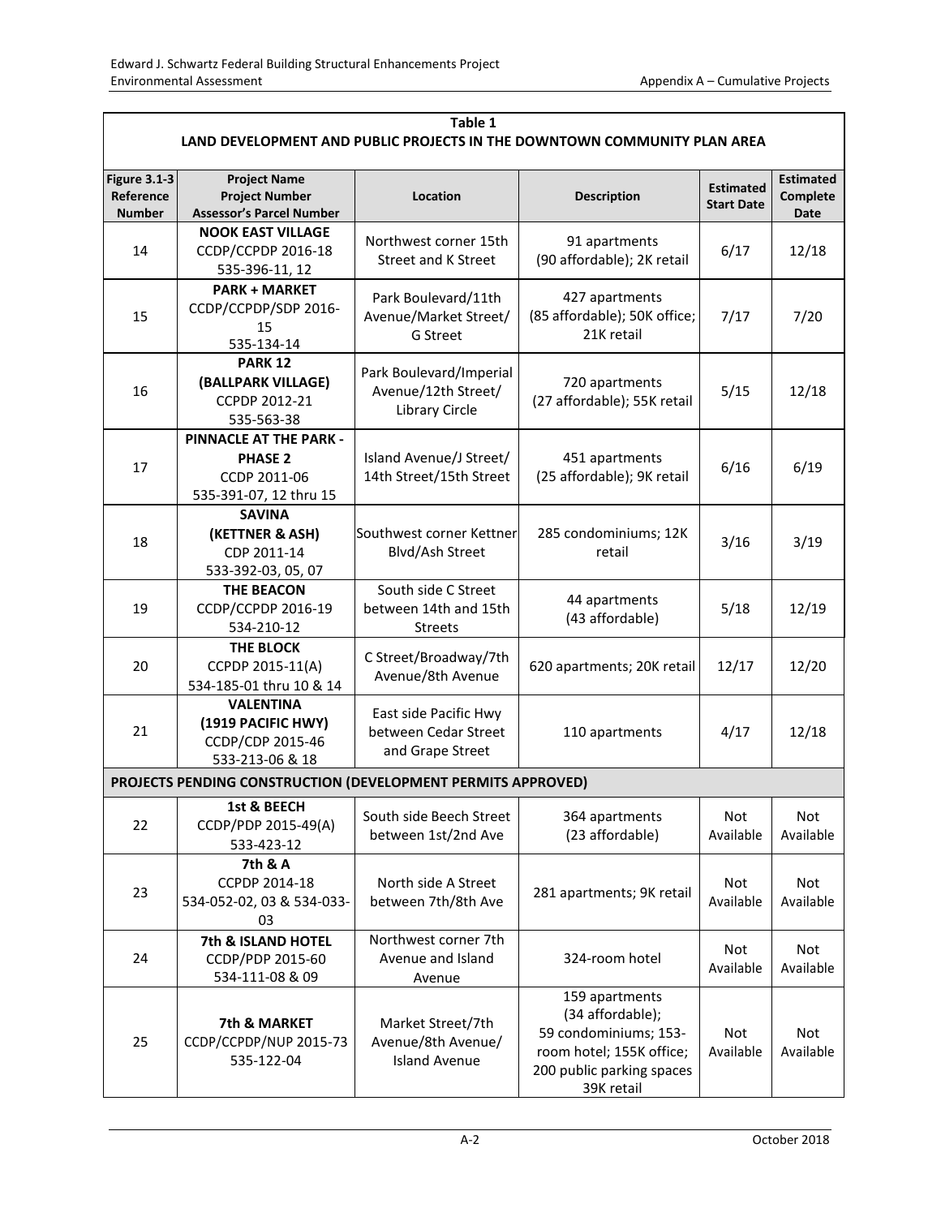**Table 1**
**LAND DEVELOPMENT AND PUBLIC PROJECTS IN THE DOWNTOWN COMMUNITY PLAN AREA**

| Figure 3.1-3 Reference Number | Project Name<br>Project Number<br>Assessor's Parcel Number | Location | Description | Estimated Start Date | Estimated Complete Date |
|---|---|---|---|---|---|
| 14 | **NOOK EAST VILLAGE**<br>CCDP/CCPDP 2016-18<br>535-396-11, 12 | Northwest corner 15th Street and K Street | 91 apartments (90 affordable); 2K retail | 6/17 | 12/18 |
| 15 | **PARK + MARKET**<br>CCDP/CCPDP/SDP 2016-15<br>535-134-14 | Park Boulevard/11th Avenue/Market Street/ G Street | 427 apartments (85 affordable); 50K office; 21K retail | 7/17 | 7/20 |
| 16 | **PARK 12 (BALLPARK VILLAGE)**<br>CCPDP 2012-21<br>535-563-38 | Park Boulevard/Imperial Avenue/12th Street/ Library Circle | 720 apartments (27 affordable); 55K retail | 5/15 | 12/18 |
| 17 | **PINNACLE AT THE PARK - PHASE 2**<br>CCDP 2011-06<br>535-391-07, 12 thru 15 | Island Avenue/J Street/ 14th Street/15th Street | 451 apartments (25 affordable); 9K retail | 6/16 | 6/19 |
| 18 | **SAVINA (KETTNER & ASH)**<br>CDP 2011-14<br>533-392-03, 05, 07 | Southwest corner Kettner Blvd/Ash Street | 285 condominiums; 12K retail | 3/16 | 3/19 |
| 19 | **THE BEACON**<br>CCDP/CCPDP 2016-19<br>534-210-12 | South side C Street between 14th and 15th Streets | 44 apartments (43 affordable) | 5/18 | 12/19 |
| 20 | **THE BLOCK**<br>CCPDP 2015-11(A)<br>534-185-01 thru 10 & 14 | C Street/Broadway/7th Avenue/8th Avenue | 620 apartments; 20K retail | 12/17 | 12/20 |
| 21 | **VALENTINA (1919 PACIFIC HWY)**<br>CCDP/CDP 2015-46<br>533-213-06 & 18 | East side Pacific Hwy between Cedar Street and Grape Street | 110 apartments | 4/17 | 12/18 |
| **PROJECTS PENDING CONSTRUCTION (DEVELOPMENT PERMITS APPROVED)** | | | | | |
| 22 | **1st & BEECH**<br>CCDP/PDP 2015-49(A)<br>533-423-12 | South side Beech Street between 1st/2nd Ave | 364 apartments (23 affordable) | Not Available | Not Available |
| 23 | **7th & A**<br>CCPDP 2014-18<br>534-052-02, 03 & 534-033-03 | North side A Street between 7th/8th Ave | 281 apartments; 9K retail | Not Available | Not Available |
| 24 | **7th & ISLAND HOTEL**<br>CCDP/PDP 2015-60<br>534-111-08 & 09 | Northwest corner 7th Avenue and Island Avenue | 324-room hotel | Not Available | Not Available |
| 25 | **7th & MARKET**<br>CCDP/CCPDP/NUP 2015-73<br>535-122-04 | Market Street/7th Avenue/8th Avenue/ Island Avenue | 159 apartments (34 affordable); 59 condominiums; 153-room hotel; 155K office; 200 public parking spaces 39K retail | Not Available | Not Available |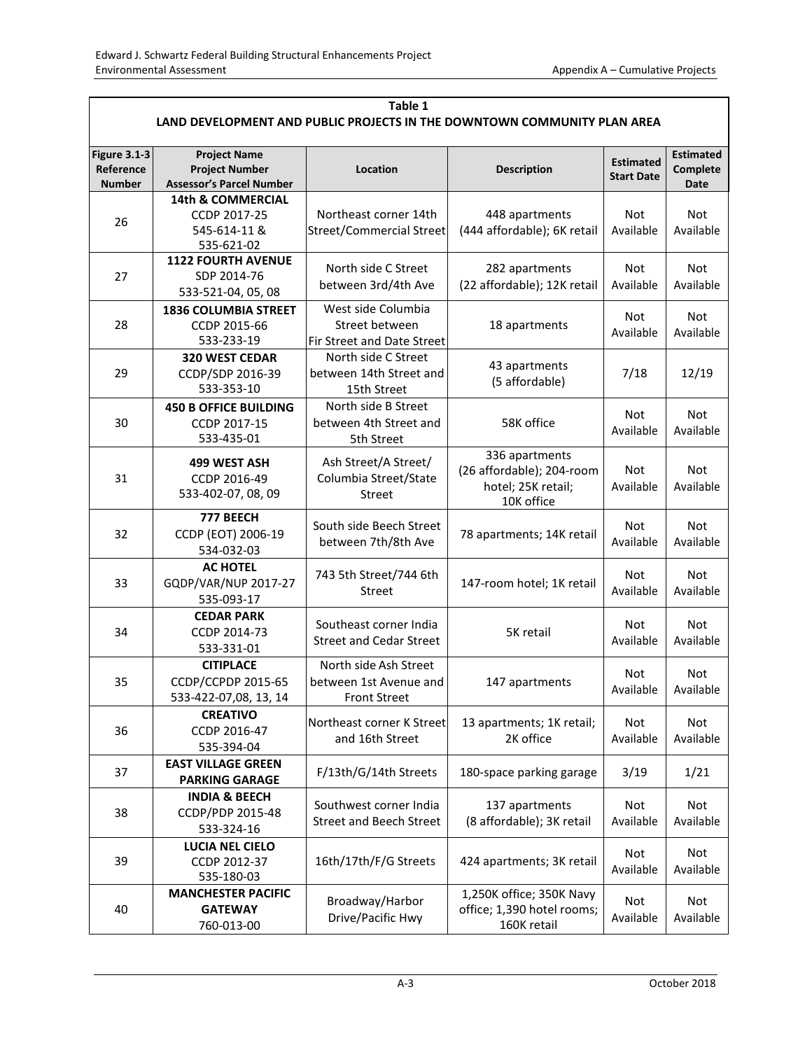**Table 1**
**LAND DEVELOPMENT AND PUBLIC PROJECTS IN THE DOWNTOWN COMMUNITY PLAN AREA**

| Figure 3.1-3 Reference Number | Project Name Project Number Assessor's Parcel Number | Location | Description | Estimated Start Date | Estimated Complete Date |
|---|---|---|---|---|---|
| 26 | **14th & COMMERCIAL** CCDP 2017-25 545-614-11 & 535-621-02 | Northeast corner 14th Street/Commercial Street | 448 apartments (444 affordable); 6K retail | Not Available | Not Available |
| 27 | **1122 FOURTH AVENUE** SDP 2014-76 533-521-04, 05, 08 | North side C Street between 3rd/4th Ave | 282 apartments (22 affordable); 12K retail | Not Available | Not Available |
| 28 | **1836 COLUMBIA STREET** CCDP 2015-66 533-233-19 | West side Columbia Street between Fir Street and Date Street | 18 apartments | Not Available | Not Available |
| 29 | **320 WEST CEDAR** CCDP/SDP 2016-39 533-353-10 | North side C Street between 14th Street and 15th Street | 43 apartments (5 affordable) | 7/18 | 12/19 |
| 30 | **450 B OFFICE BUILDING** CCDP 2017-15 533-435-01 | North side B Street between 4th Street and 5th Street | 58K office | Not Available | Not Available |
| 31 | **499 WEST ASH** CCDP 2016-49 533-402-07, 08, 09 | Ash Street/A Street/ Columbia Street/State Street | 336 apartments (26 affordable); 204-room hotel; 25K retail; 10K office | Not Available | Not Available |
| 32 | **777 BEECH** CCDP (EOT) 2006-19 534-032-03 | South side Beech Street between 7th/8th Ave | 78 apartments; 14K retail | Not Available | Not Available |
| 33 | **AC HOTEL** GQDP/VAR/NUP 2017-27 535-093-17 | 743 5th Street/744 6th Street | 147-room hotel; 1K retail | Not Available | Not Available |
| 34 | **CEDAR PARK** CCDP 2014-73 533-331-01 | Southeast corner India Street and Cedar Street | 5K retail | Not Available | Not Available |
| 35 | **CITIPLACE** CCDP/CCPDP 2015-65 533-422-07,08, 13, 14 | North side Ash Street between 1st Avenue and Front Street | 147 apartments | Not Available | Not Available |
| 36 | **CREATIVO** CCDP 2016-47 535-394-04 | Northeast corner K Street and 16th Street | 13 apartments; 1K retail; 2K office | Not Available | Not Available |
| 37 | **EAST VILLAGE GREEN PARKING GARAGE** | F/13th/G/14th Streets | 180-space parking garage | 3/19 | 1/21 |
| 38 | **INDIA & BEECH** CCDP/PDP 2015-48 533-324-16 | Southwest corner India Street and Beech Street | 137 apartments (8 affordable); 3K retail | Not Available | Not Available |
| 39 | **LUCIA NEL CIELO** CCDP 2012-37 535-180-03 | 16th/17th/F/G Streets | 424 apartments; 3K retail | Not Available | Not Available |
| 40 | **MANCHESTER PACIFIC GATEWAY** 760-013-00 | Broadway/Harbor Drive/Pacific Hwy | 1,250K office; 350K Navy office; 1,390 hotel rooms; 160K retail | Not Available | Not Available |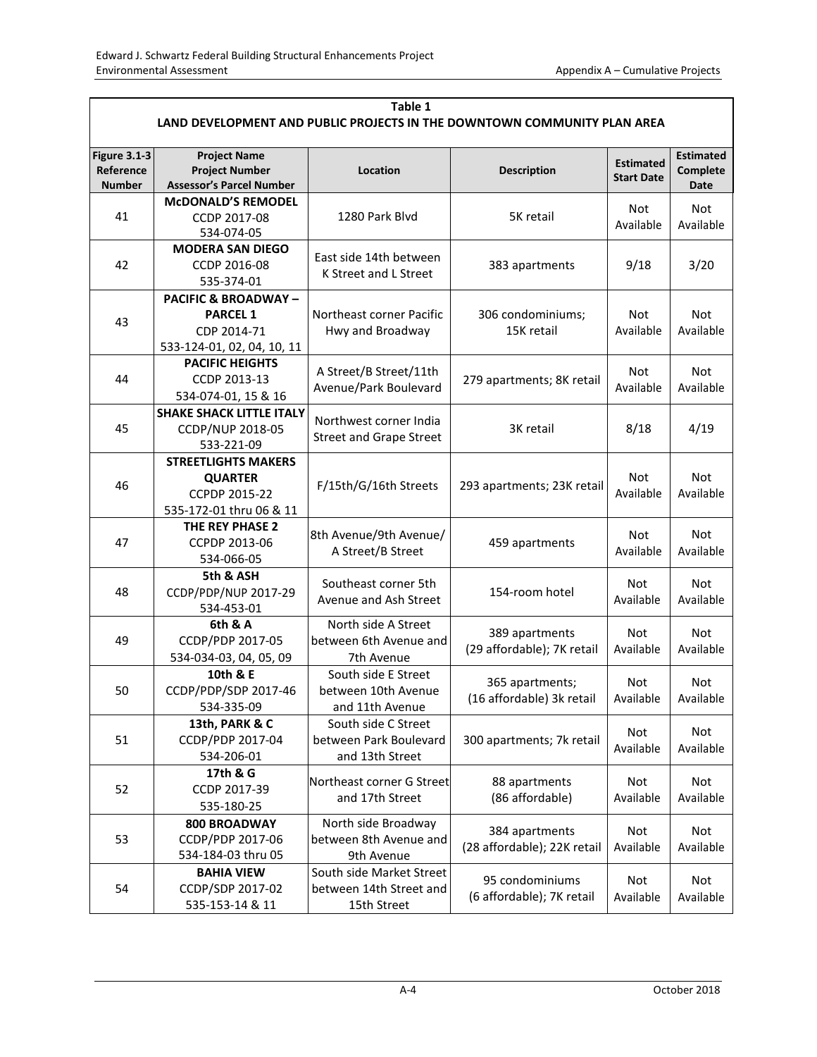**Table 1**
**LAND DEVELOPMENT AND PUBLIC PROJECTS IN THE DOWNTOWN COMMUNITY PLAN AREA**

| Figure 3.1-3 Reference Number | Project Name Project Number Assessor's Parcel Number | Location | Description | Estimated Start Date | Estimated Complete Date |
|---|---|---|---|---|---|
| 41 | **McDONALD'S REMODEL** CCDP 2017-08 534-074-05 | 1280 Park Blvd | 5K retail | Not Available | Not Available |
| 42 | **MODERA SAN DIEGO** CCDP 2016-08 535-374-01 | East side 14th between K Street and L Street | 383 apartments | 9/18 | 3/20 |
| 43 | **PACIFIC & BROADWAY – PARCEL 1** CDP 2014-71 533-124-01, 02, 04, 10, 11 | Northeast corner Pacific Hwy and Broadway | 306 condominiums; 15K retail | Not Available | Not Available |
| 44 | **PACIFIC HEIGHTS** CCDP 2013-13 534-074-01, 15 & 16 | A Street/B Street/11th Avenue/Park Boulevard | 279 apartments; 8K retail | Not Available | Not Available |
| 45 | **SHAKE SHACK LITTLE ITALY** CCDP/NUP 2018-05 533-221-09 | Northwest corner India Street and Grape Street | 3K retail | 8/18 | 4/19 |
| 46 | **STREETLIGHTS MAKERS QUARTER** CCPDP 2015-22 535-172-01 thru 06 & 11 | F/15th/G/16th Streets | 293 apartments; 23K retail | Not Available | Not Available |
| 47 | **THE REY PHASE 2** CCPDP 2013-06 534-066-05 | 8th Avenue/9th Avenue/ A Street/B Street | 459 apartments | Not Available | Not Available |
| 48 | **5th & ASH** CCDP/PDP/NUP 2017-29 534-453-01 | Southeast corner 5th Avenue and Ash Street | 154-room hotel | Not Available | Not Available |
| 49 | **6th & A** CCDP/PDP 2017-05 534-034-03, 04, 05, 09 | North side A Street between 6th Avenue and 7th Avenue | 389 apartments (29 affordable); 7K retail | Not Available | Not Available |
| 50 | **10th & E** CCDP/PDP/SDP 2017-46 534-335-09 | South side E Street between 10th Avenue and 11th Avenue | 365 apartments; (16 affordable) 3k retail | Not Available | Not Available |
| 51 | **13th, PARK & C** CCDP/PDP 2017-04 534-206-01 | South side C Street between Park Boulevard and 13th Street | 300 apartments; 7k retail | Not Available | Not Available |
| 52 | **17th & G** CCDP 2017-39 535-180-25 | Northeast corner G Street and 17th Street | 88 apartments (86 affordable) | Not Available | Not Available |
| 53 | **800 BROADWAY** CCDP/PDP 2017-06 534-184-03 thru 05 | North side Broadway between 8th Avenue and 9th Avenue | 384 apartments (28 affordable); 22K retail | Not Available | Not Available |
| 54 | **BAHIA VIEW** CCDP/SDP 2017-02 535-153-14 & 11 | South side Market Street between 14th Street and 15th Street | 95 condominiums (6 affordable); 7K retail | Not Available | Not Available |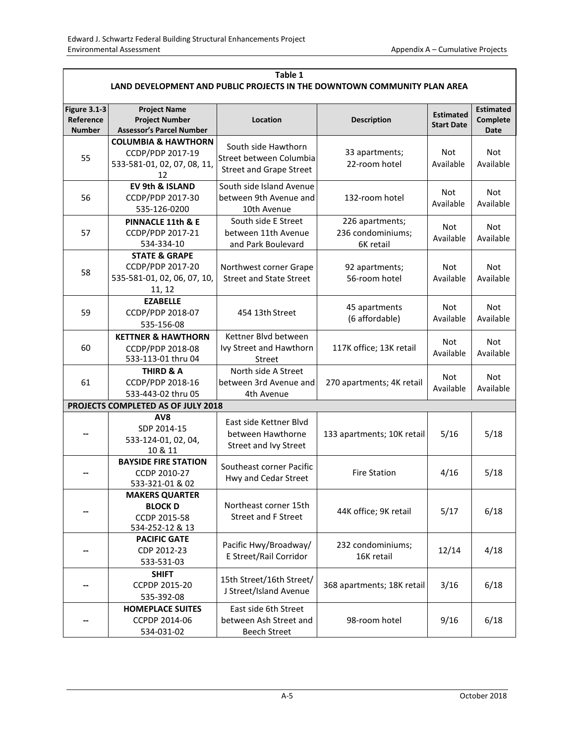**Table 1**
**LAND DEVELOPMENT AND PUBLIC PROJECTS IN THE DOWNTOWN COMMUNITY PLAN AREA**

| Figure 3.1-3 Reference Number | Project Name / Project Number / Assessor's Parcel Number | Location | Description | Estimated Start Date | Estimated Complete Date |
|---|---|---|---|---|---|
| 55 | **COLUMBIA & HAWTHORN** CCDP/PDP 2017-19 533-581-01, 02, 07, 08, 11, 12 | South side Hawthorn Street between Columbia Street and Grape Street | 33 apartments; 22-room hotel | Not Available | Not Available |
| 56 | **EV 9th & ISLAND** CCDP/PDP 2017-30 535-126-0200 | South side Island Avenue between 9th Avenue and 10th Avenue | 132-room hotel | Not Available | Not Available |
| 57 | **PINNACLE 11th & E** CCDP/PDP 2017-21 534-334-10 | South side E Street between 11th Avenue and Park Boulevard | 226 apartments; 236 condominiums; 6K retail | Not Available | Not Available |
| 58 | **STATE & GRAPE** CCDP/PDP 2017-20 535-581-01, 02, 06, 07, 10, 11, 12 | Northwest corner Grape Street and State Street | 92 apartments; 56-room hotel | Not Available | Not Available |
| 59 | **EZABELLE** CCDP/PDP 2018-07 535-156-08 | 454 13th Street | 45 apartments (6 affordable) | Not Available | Not Available |
| 60 | **KETTNER & HAWTHORN** CCDP/PDP 2018-08 533-113-01 thru 04 | Kettner Blvd between Ivy Street and Hawthorn Street | 117K office; 13K retail | Not Available | Not Available |
| 61 | **THIRD & A** CCDP/PDP 2018-16 533-443-02 thru 05 | North side A Street between 3rd Avenue and 4th Avenue | 270 apartments; 4K retail | Not Available | Not Available |
| **PROJECTS COMPLETED AS OF JULY 2018** | | | | | |
| -- | **AV8** SDP 2014-15 533-124-01, 02, 04, 10 & 11 | East side Kettner Blvd between Hawthorne Street and Ivy Street | 133 apartments; 10K retail | 5/16 | 5/18 |
| -- | **BAYSIDE FIRE STATION** CCDP 2010-27 533-321-01 & 02 | Southeast corner Pacific Hwy and Cedar Street | Fire Station | 4/16 | 5/18 |
| -- | **MAKERS QUARTER BLOCK D** CCDP 2015-58 534-252-12 & 13 | Northeast corner 15th Street and F Street | 44K office; 9K retail | 5/17 | 6/18 |
| -- | **PACIFIC GATE** CDP 2012-23 533-531-03 | Pacific Hwy/Broadway/ E Street/Rail Corridor | 232 condominiums; 16K retail | 12/14 | 4/18 |
| -- | **SHIFT** CCPDP 2015-20 535-392-08 | 15th Street/16th Street/ J Street/Island Avenue | 368 apartments; 18K retail | 3/16 | 6/18 |
| -- | **HOMEPLACE SUITES** CCPDP 2014-06 534-031-02 | East side 6th Street between Ash Street and Beech Street | 98-room hotel | 9/16 | 6/18 |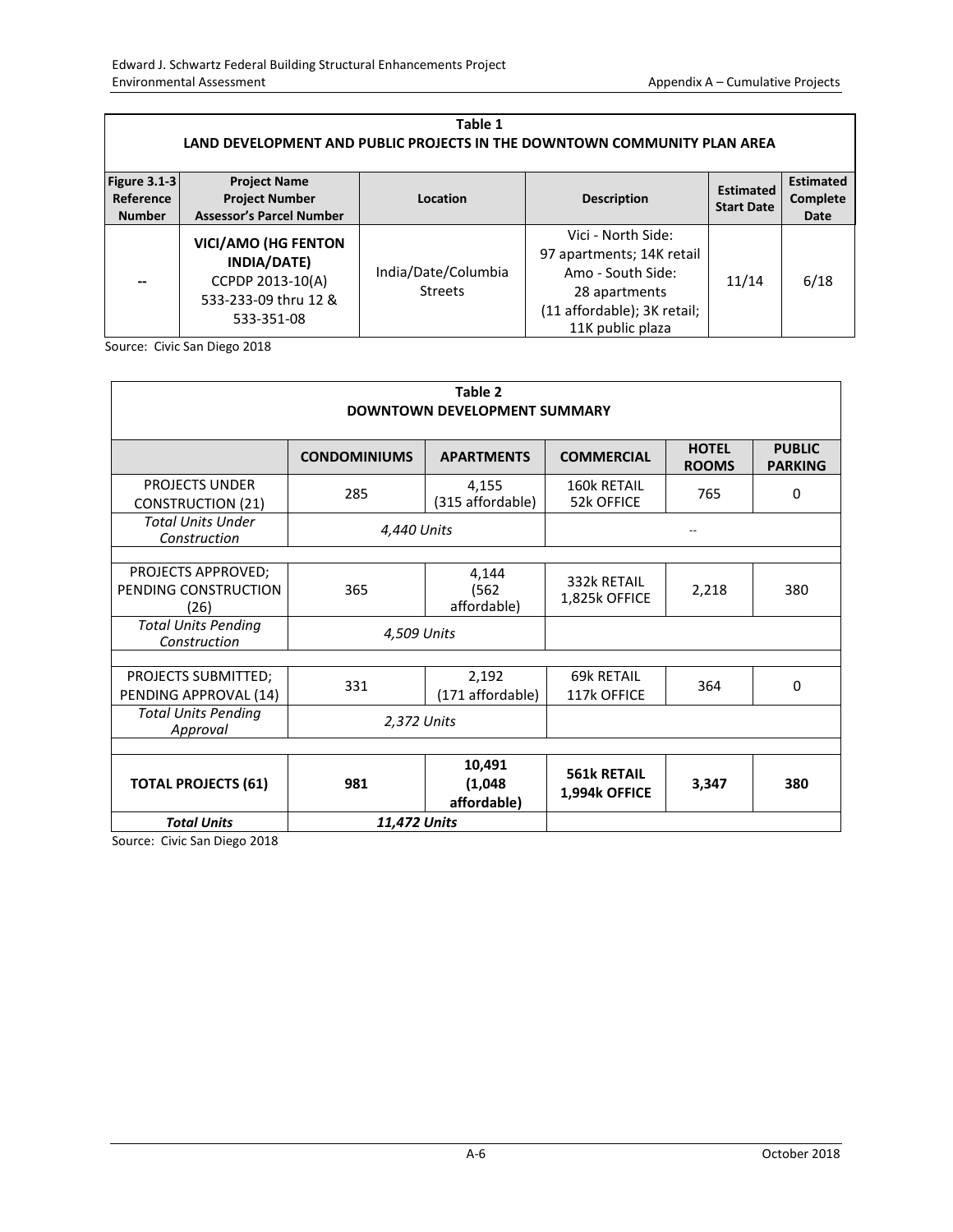**Table 1**
**LAND DEVELOPMENT AND PUBLIC PROJECTS IN THE DOWNTOWN COMMUNITY PLAN AREA**

| Figure 3.1-3 Reference Number | Project Name Project Number Assessor's Parcel Number | Location | Description | Estimated Start Date | Estimated Complete Date |
|---|---|---|---|---|---|
| -- | **VICI/AMO (HG FENTON INDIA/DATE)** CCPDP 2013-10(A) 533-233-09 thru 12 & 533-351-08 | India/Date/Columbia Streets | Vici - North Side: 97 apartments; 14K retail Amo - South Side: 28 apartments (11 affordable); 3K retail; 11K public plaza | 11/14 | 6/18 |

Source: Civic San Diego 2018

**Table 2**
**DOWNTOWN DEVELOPMENT SUMMARY**

| | CONDOMINIUMS | APARTMENTS | COMMERCIAL | HOTEL ROOMS | PUBLIC PARKING |
|---|---|---|---|---|---|
| PROJECTS UNDER CONSTRUCTION (21) | 285 | 4,155 (315 affordable) | 160k RETAIL 52k OFFICE | 765 | 0 |
| *Total Units Under Construction* | *4,440 Units* | | -- | | |
| | | | | | |
| PROJECTS APPROVED; PENDING CONSTRUCTION (26) | 365 | 4,144 (562 affordable) | 332k RETAIL 1,825k OFFICE | 2,218 | 380 |
| *Total Units Pending Construction* | *4,509 Units* | | | | |
| | | | | | |
| PROJECTS SUBMITTED; PENDING APPROVAL (14) | 331 | 2,192 (171 affordable) | 69k RETAIL 117k OFFICE | 364 | 0 |
| *Total Units Pending Approval* | *2,372 Units* | | | | |
| | | | | | |
| **TOTAL PROJECTS (61)** | **981** | **10,491 (1,048 affordable)** | **561k RETAIL 1,994k OFFICE** | **3,347** | **380** |
| ***Total Units*** | ***11,472 Units*** | | | | |

Source: Civic San Diego 2018